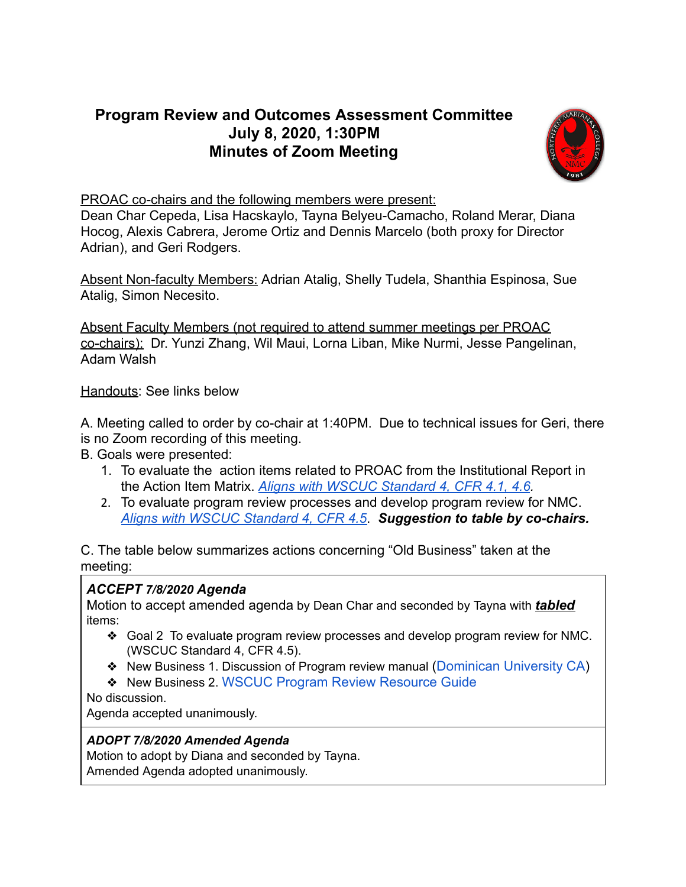# Program Review and Outcomes Assessment Committee
## July 8, 2020, 1:30PM
## Minutes of Zoom Meeting

<u>PROAC co-chairs and the following members were present:</u>
Dean Char Cepeda, Lisa Hacskaylo, Tayna Belyeu-Camacho, Roland Merar, Diana Hocog, Alexis Cabrera, Jerome Ortiz and Dennis Marcelo (both proxy for Director Adrian), and Geri Rodgers.

<u>Absent Non-faculty Members:</u> Adrian Atalig, Shelly Tudela, Shanthia Espinosa, Sue Atalig, Simon Necesito.

<u>Absent Faculty Members (not required to attend summer meetings per PROAC co-chairs):</u> Dr. Yunzi Zhang, Wil Maui, Lorna Liban, Mike Nurmi, Jesse Pangelinan, Adam Walsh

<u>Handouts</u>: See links below

A. Meeting called to order by co-chair at 1:40PM. Due to technical issues for Geri, there is no Zoom recording of this meeting.

B. Goals were presented:

1. To evaluate the action items related to PROAC from the Institutional Report in the Action Item Matrix. *Aligns with WSCUC Standard 4, CFR 4.1, 4.6*.
2. To evaluate program review processes and develop program review for NMC. *Aligns with WSCUC Standard 4, CFR 4.5*. ***Suggestion to table by co-chairs.***

C. The table below summarizes actions concerning "Old Business" taken at the meeting:

| ***ACCEPT 7/8/2020 Agenda***<br>Motion to accept amended agenda by Dean Char and seconded by Tayna with ***tabled*** items:<br>❖ Goal 2 To evaluate program review processes and develop program review for NMC. (WSCUC Standard 4, CFR 4.5).<br>❖ New Business 1. Discussion of Program review manual (Dominican University CA)<br>❖ New Business 2. WSCUC Program Review Resource Guide<br>No discussion.<br>Agenda accepted unanimously. |
|---|
| ***ADOPT 7/8/2020 Amended Agenda***<br>Motion to adopt by Diana and seconded by Tayna.<br>Amended Agenda adopted unanimously. |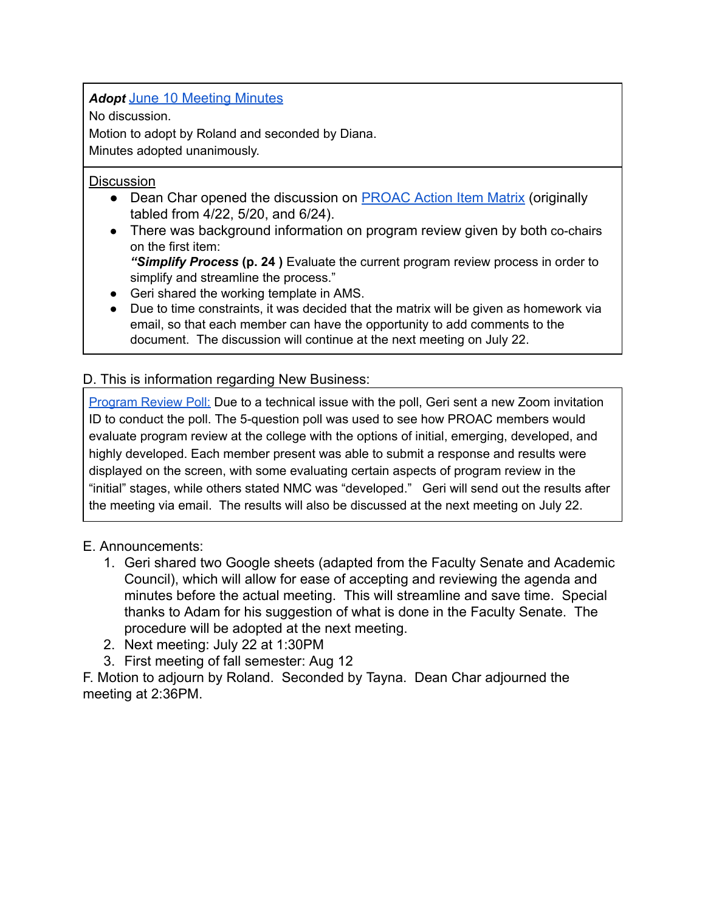***Adopt*** June 10 Meeting Minutes
No discussion.
Motion to adopt by Roland and seconded by Diana.
Minutes adopted unanimously.

Discussion

- Dean Char opened the discussion on PROAC Action Item Matrix (originally tabled from 4/22, 5/20, and 6/24).
- There was background information on program review given by both co-chairs on the first item:
  ***"Simplify Process*** **(p. 24 )** Evaluate the current program review process in order to simplify and streamline the process."
- Geri shared the working template in AMS.
- Due to time constraints, it was decided that the matrix will be given as homework via email, so that each member can have the opportunity to add comments to the document. The discussion will continue at the next meeting on July 22.

D. This is information regarding New Business:

Program Review Poll: Due to a technical issue with the poll, Geri sent a new Zoom invitation ID to conduct the poll. The 5-question poll was used to see how PROAC members would evaluate program review at the college with the options of initial, emerging, developed, and highly developed. Each member present was able to submit a response and results were displayed on the screen, with some evaluating certain aspects of program review in the "initial" stages, while others stated NMC was "developed." Geri will send out the results after the meeting via email. The results will also be discussed at the next meeting on July 22.

E. Announcements:

1. Geri shared two Google sheets (adapted from the Faculty Senate and Academic Council), which will allow for ease of accepting and reviewing the agenda and minutes before the actual meeting. This will streamline and save time. Special thanks to Adam for his suggestion of what is done in the Faculty Senate. The procedure will be adopted at the next meeting.
2. Next meeting: July 22 at 1:30PM
3. First meeting of fall semester: Aug 12

F. Motion to adjourn by Roland. Seconded by Tayna. Dean Char adjourned the meeting at 2:36PM.